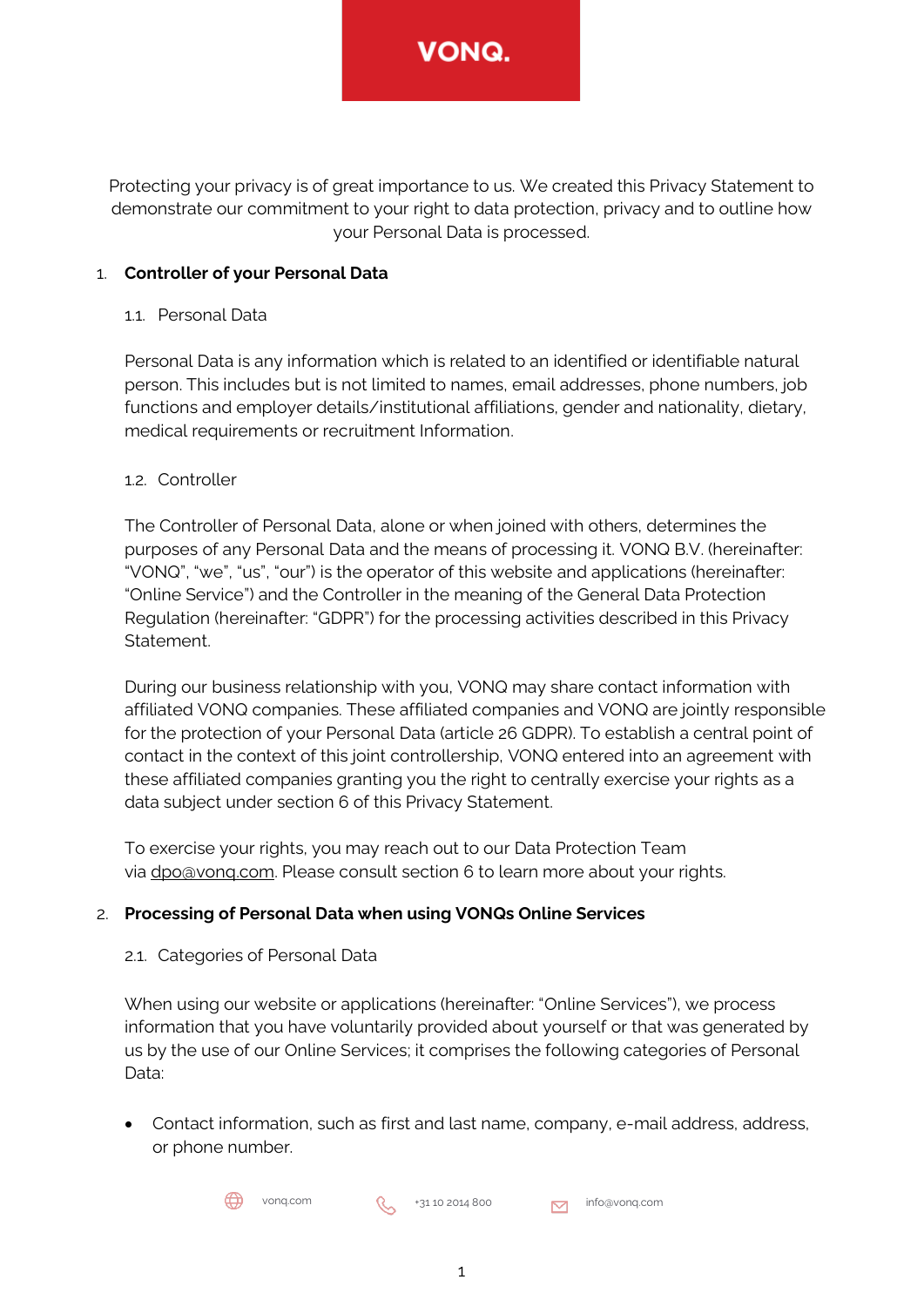VONQ.

Protecting your privacy is of great importance to us. We created this Privacy Statement to demonstrate our commitment to your right to data protection, privacy and to outline how your Personal Data is processed.

## 1. Controller of your Personal Data

### 1.1. Personal Data

Personal Data is any information which is related to an identified or identifiable natural person. This includes but is not limited to names, email addresses, phone numbers, job functions and employer details/institutional affiliations, gender and nationality, dietary, medical requirements or recruitment Information.

### 1.2. Controller

The Controller of Personal Data, alone or when joined with others, determines the purposes of any Personal Data and the means of processing it. VONQ B.V. (hereinafter: "VONQ", "we", "us", "our") is the operator of this website and applications (hereinafter: "Online Service") and the Controller in the meaning of the General Data Protection Regulation (hereinafter: "GDPR") for the processing activities described in this Privacy Statement.

During our business relationship with you, VONQ may share contact information with affiliated VONQ companies. These affiliated companies and VONQ are jointly responsible for the protection of your Personal Data (article 26 GDPR). To establish a central point of contact in the context of this joint controllership, VONQ entered into an agreement with these affiliated companies granting you the right to centrally exercise your rights as a data subject under section 6 of this Privacy Statement.

To exercise your rights, you may reach out to our Data Protection Team via dpo@vonq.com. Please consult section 6 to learn more about your rights.

## 2. Processing of Personal Data when using VONQs Online Services

### 2.1. Categories of Personal Data

When using our website or applications (hereinafter: "Online Services"), we process information that you have voluntarily provided about yourself or that was generated by us by the use of our Online Services; it comprises the following categories of Personal Data:

- Contact information, such as first and last name, company, e-mail address, address, or phone number.

vonq.com +31 10 2014 800 info@vonq.com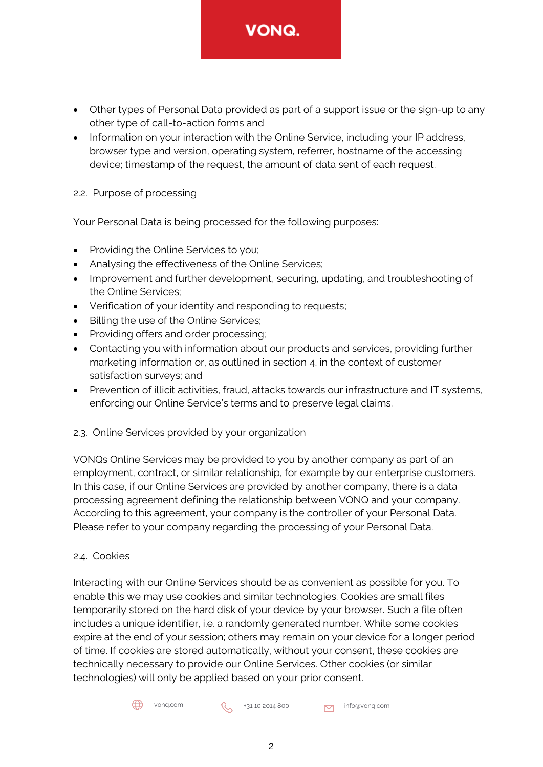- Other types of Personal Data provided as part of a support issue or the sign-up to any other type of call-to-action forms and
- Information on your interaction with the Online Service, including your IP address, browser type and version, operating system, referrer, hostname of the accessing device; timestamp of the request, the amount of data sent of each request.

### 2.2. Purpose of processing

Your Personal Data is being processed for the following purposes:

- Providing the Online Services to you;
- Analysing the effectiveness of the Online Services;
- Improvement and further development, securing, updating, and troubleshooting of the Online Services;
- Verification of your identity and responding to requests;
- Billing the use of the Online Services;
- Providing offers and order processing;
- Contacting you with information about our products and services, providing further marketing information or, as outlined in section 4, in the context of customer satisfaction surveys; and
- Prevention of illicit activities, fraud, attacks towards our infrastructure and IT systems, enforcing our Online Service's terms and to preserve legal claims.

### 2.3. Online Services provided by your organization

VONQs Online Services may be provided to you by another company as part of an employment, contract, or similar relationship, for example by our enterprise customers. In this case, if our Online Services are provided by another company, there is a data processing agreement defining the relationship between VONQ and your company. According to this agreement, your company is the controller of your Personal Data. Please refer to your company regarding the processing of your Personal Data.

### 2.4. Cookies

Interacting with our Online Services should be as convenient as possible for you. To enable this we may use cookies and similar technologies. Cookies are small files temporarily stored on the hard disk of your device by your browser. Such a file often includes a unique identifier, i.e. a randomly generated number. While some cookies expire at the end of your session; others may remain on your device for a longer period of time. If cookies are stored automatically, without your consent, these cookies are technically necessary to provide our Online Services. Other cookies (or similar technologies) will only be applied based on your prior consent.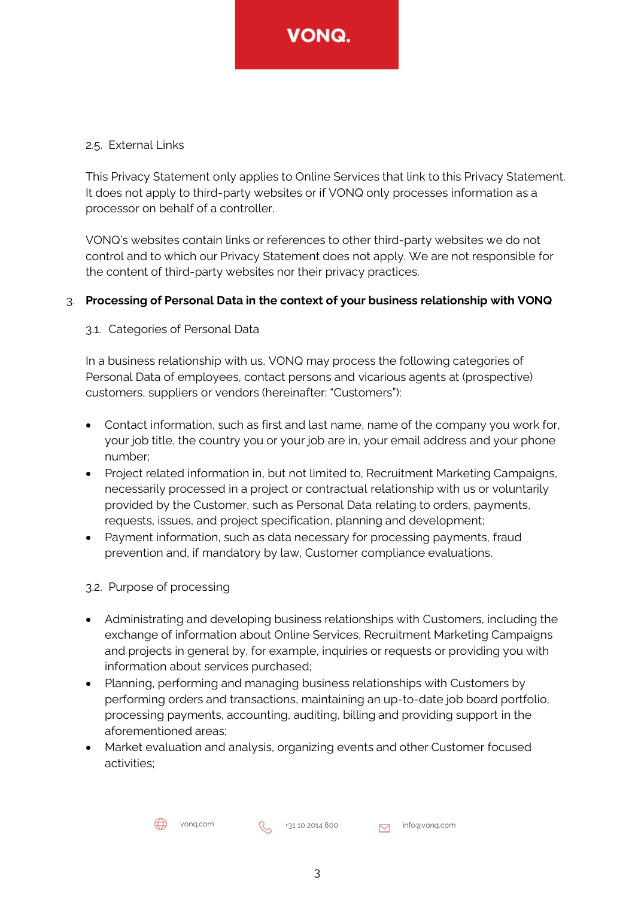### 2.5. External Links

This Privacy Statement only applies to Online Services that link to this Privacy Statement. It does not apply to third-party websites or if VONQ only processes information as a processor on behalf of a controller.

VONQ's websites contain links or references to other third-party websites we do not control and to which our Privacy Statement does not apply. We are not responsible for the content of third-party websites nor their privacy practices.

## 3. Processing of Personal Data in the context of your business relationship with VONQ

### 3.1. Categories of Personal Data

In a business relationship with us, VONQ may process the following categories of Personal Data of employees, contact persons and vicarious agents at (prospective) customers, suppliers or vendors (hereinafter: "Customers"):

- Contact information, such as first and last name, name of the company you work for, your job title, the country you or your job are in, your email address and your phone number;
- Project related information in, but not limited to, Recruitment Marketing Campaigns, necessarily processed in a project or contractual relationship with us or voluntarily provided by the Customer, such as Personal Data relating to orders, payments, requests, issues, and project specification, planning and development;
- Payment information, such as data necessary for processing payments, fraud prevention and, if mandatory by law, Customer compliance evaluations.

### 3.2. Purpose of processing

- Administrating and developing business relationships with Customers, including the exchange of information about Online Services, Recruitment Marketing Campaigns and projects in general by, for example, inquiries or requests or providing you with information about services purchased;
- Planning, performing and managing business relationships with Customers by performing orders and transactions, maintaining an up-to-date job board portfolio, processing payments, accounting, auditing, billing and providing support in the aforementioned areas;
- Market evaluation and analysis, organizing events and other Customer focused activities;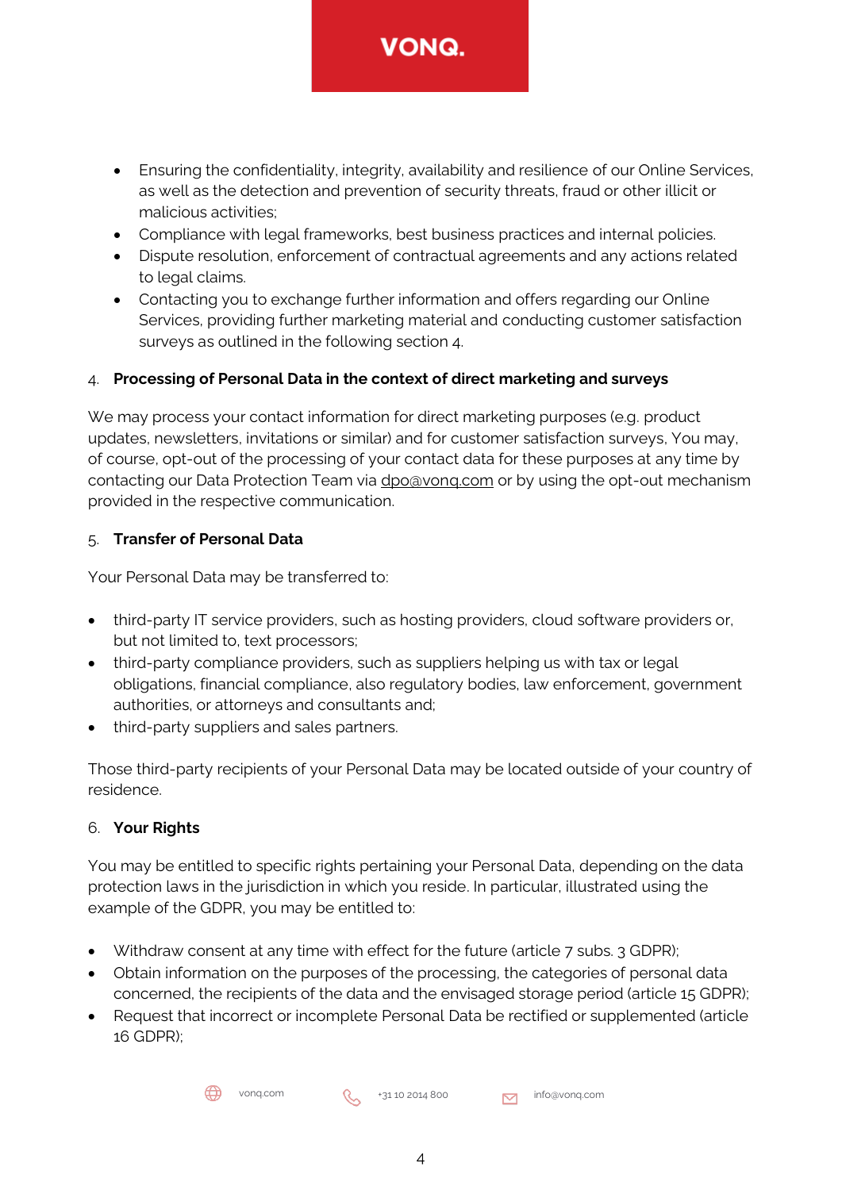- Ensuring the confidentiality, integrity, availability and resilience of our Online Services, as well as the detection and prevention of security threats, fraud or other illicit or malicious activities;
- Compliance with legal frameworks, best business practices and internal policies.
- Dispute resolution, enforcement of contractual agreements and any actions related to legal claims.
- Contacting you to exchange further information and offers regarding our Online Services, providing further marketing material and conducting customer satisfaction surveys as outlined in the following section 4.

## 4. Processing of Personal Data in the context of direct marketing and surveys

We may process your contact information for direct marketing purposes (e.g. product updates, newsletters, invitations or similar) and for customer satisfaction surveys, You may, of course, opt-out of the processing of your contact data for these purposes at any time by contacting our Data Protection Team via dpo@vonq.com or by using the opt-out mechanism provided in the respective communication.

## 5. Transfer of Personal Data

Your Personal Data may be transferred to:

- third-party IT service providers, such as hosting providers, cloud software providers or, but not limited to, text processors;
- third-party compliance providers, such as suppliers helping us with tax or legal obligations, financial compliance, also regulatory bodies, law enforcement, government authorities, or attorneys and consultants and;
- third-party suppliers and sales partners.

Those third-party recipients of your Personal Data may be located outside of your country of residence.

## 6. Your Rights

You may be entitled to specific rights pertaining your Personal Data, depending on the data protection laws in the jurisdiction in which you reside. In particular, illustrated using the example of the GDPR, you may be entitled to:

- Withdraw consent at any time with effect for the future (article 7 subs. 3 GDPR);
- Obtain information on the purposes of the processing, the categories of personal data concerned, the recipients of the data and the envisaged storage period (article 15 GDPR);
- Request that incorrect or incomplete Personal Data be rectified or supplemented (article 16 GDPR);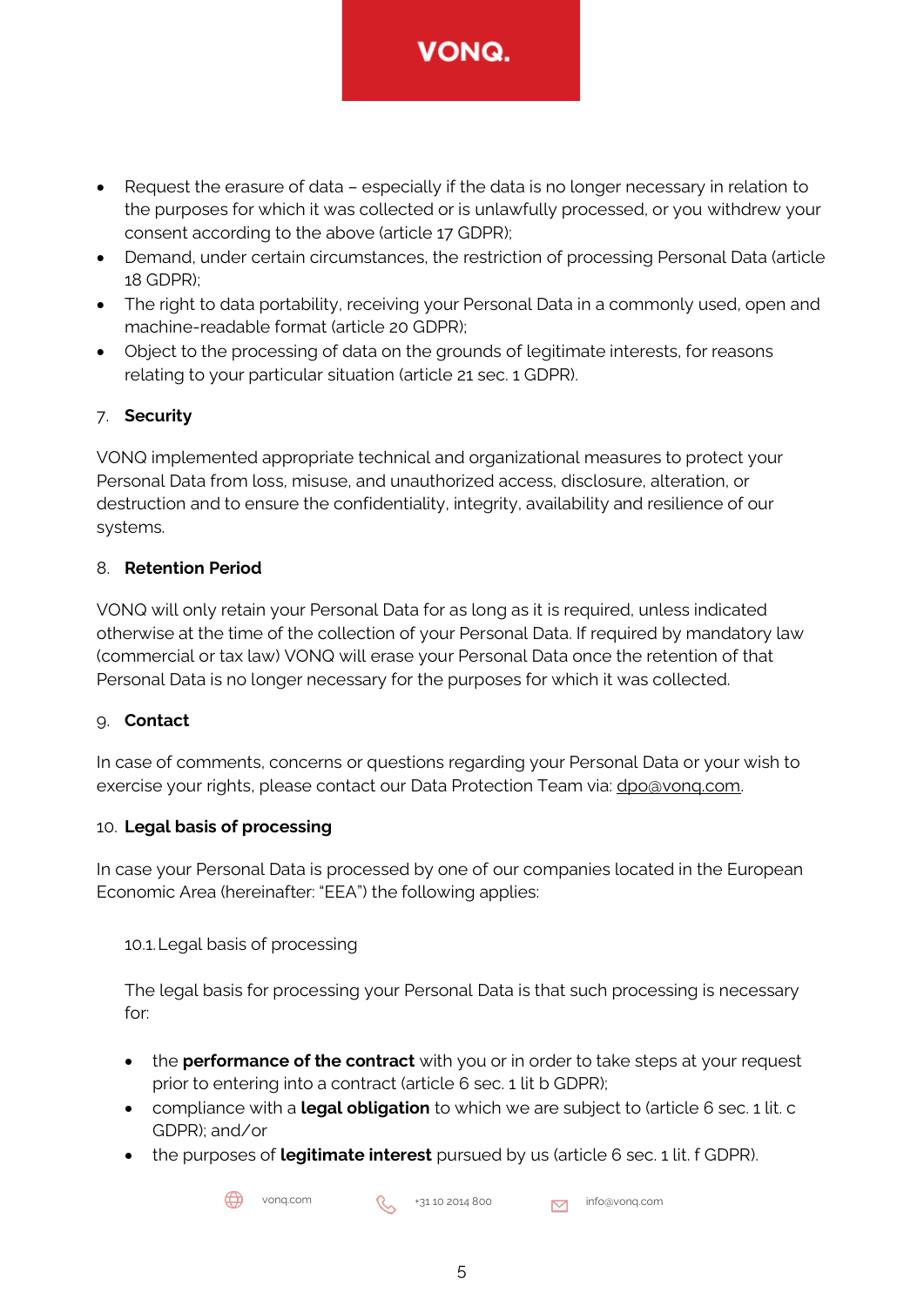- Request the erasure of data – especially if the data is no longer necessary in relation to the purposes for which it was collected or is unlawfully processed, or you withdrew your consent according to the above (article 17 GDPR);
- Demand, under certain circumstances, the restriction of processing Personal Data (article 18 GDPR);
- The right to data portability, receiving your Personal Data in a commonly used, open and machine-readable format (article 20 GDPR);
- Object to the processing of data on the grounds of legitimate interests, for reasons relating to your particular situation (article 21 sec. 1 GDPR).

## 7. Security

VONQ implemented appropriate technical and organizational measures to protect your Personal Data from loss, misuse, and unauthorized access, disclosure, alteration, or destruction and to ensure the confidentiality, integrity, availability and resilience of our systems.

## 8. Retention Period

VONQ will only retain your Personal Data for as long as it is required, unless indicated otherwise at the time of the collection of your Personal Data. If required by mandatory law (commercial or tax law) VONQ will erase your Personal Data once the retention of that Personal Data is no longer necessary for the purposes for which it was collected.

## 9. Contact

In case of comments, concerns or questions regarding your Personal Data or your wish to exercise your rights, please contact our Data Protection Team via: dpo@vonq.com.

## 10. Legal basis of processing

In case your Personal Data is processed by one of our companies located in the European Economic Area (hereinafter: "EEA") the following applies:

### 10.1. Legal basis of processing

The legal basis for processing your Personal Data is that such processing is necessary for:

- the **performance of the contract** with you or in order to take steps at your request prior to entering into a contract (article 6 sec. 1 lit b GDPR);
- compliance with a **legal obligation** to which we are subject to (article 6 sec. 1 lit. c GDPR); and/or
- the purposes of **legitimate interest** pursued by us (article 6 sec. 1 lit. f GDPR).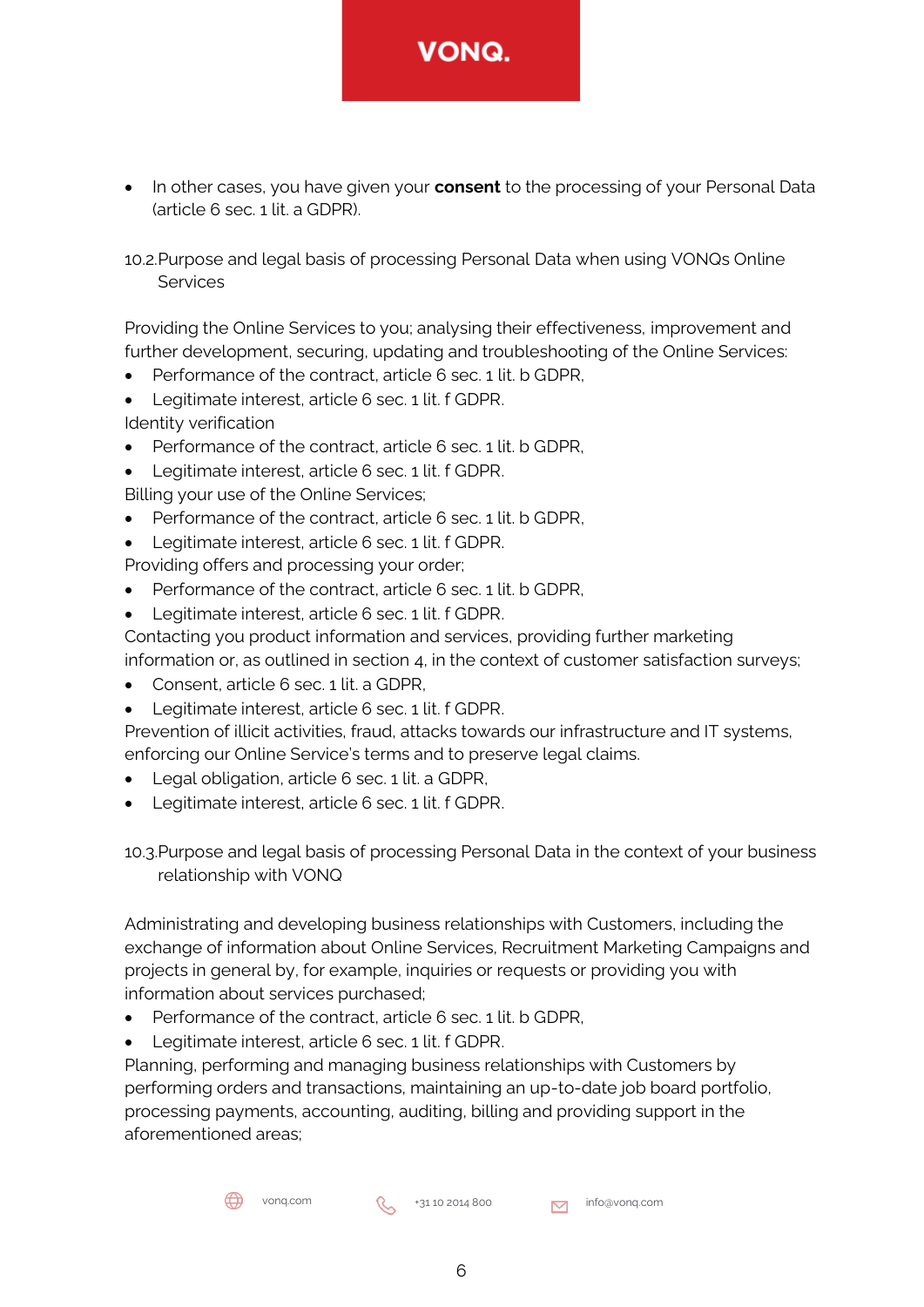- In other cases, you have given your **consent** to the processing of your Personal Data (article 6 sec. 1 lit. a GDPR).

10.2. Purpose and legal basis of processing Personal Data when using VONQs Online Services

Providing the Online Services to you; analysing their effectiveness, improvement and further development, securing, updating and troubleshooting of the Online Services:

- Performance of the contract, article 6 sec. 1 lit. b GDPR,
- Legitimate interest, article 6 sec. 1 lit. f GDPR.

Identity verification

- Performance of the contract, article 6 sec. 1 lit. b GDPR,
- Legitimate interest, article 6 sec. 1 lit. f GDPR.

Billing your use of the Online Services;

- Performance of the contract, article 6 sec. 1 lit. b GDPR,
- Legitimate interest, article 6 sec. 1 lit. f GDPR.

Providing offers and processing your order;

- Performance of the contract, article 6 sec. 1 lit. b GDPR,
- Legitimate interest, article 6 sec. 1 lit. f GDPR.

Contacting you product information and services, providing further marketing information or, as outlined in section 4, in the context of customer satisfaction surveys;

- Consent, article 6 sec. 1 lit. a GDPR,
- Legitimate interest, article 6 sec. 1 lit. f GDPR.

Prevention of illicit activities, fraud, attacks towards our infrastructure and IT systems, enforcing our Online Service's terms and to preserve legal claims.

- Legal obligation, article 6 sec. 1 lit. a GDPR,
- Legitimate interest, article 6 sec. 1 lit. f GDPR.

10.3. Purpose and legal basis of processing Personal Data in the context of your business relationship with VONQ

Administrating and developing business relationships with Customers, including the exchange of information about Online Services, Recruitment Marketing Campaigns and projects in general by, for example, inquiries or requests or providing you with information about services purchased;

- Performance of the contract, article 6 sec. 1 lit. b GDPR,
- Legitimate interest, article 6 sec. 1 lit. f GDPR.

Planning, performing and managing business relationships with Customers by performing orders and transactions, maintaining an up-to-date job board portfolio, processing payments, accounting, auditing, billing and providing support in the aforementioned areas;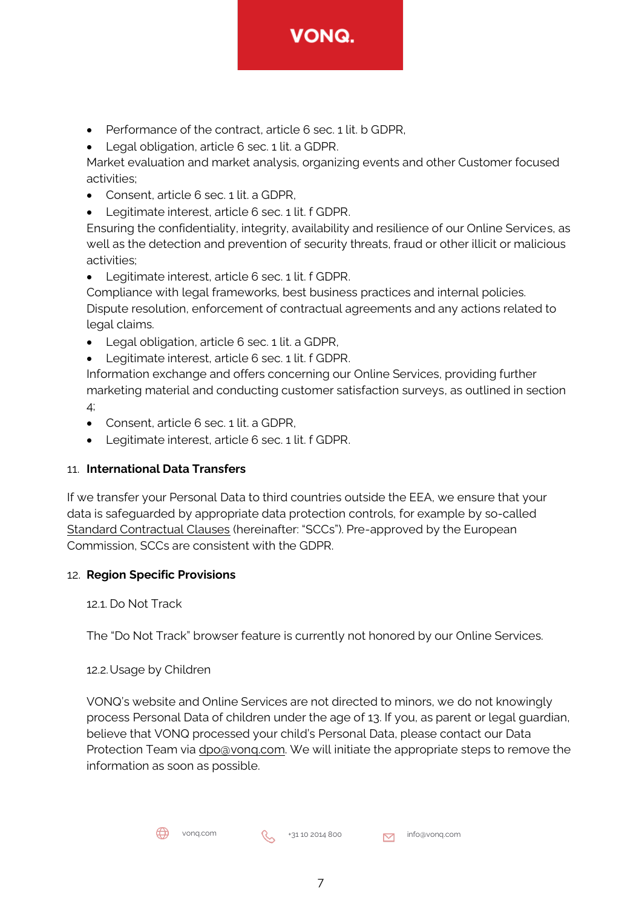- Performance of the contract, article 6 sec. 1 lit. b GDPR,
- Legal obligation, article 6 sec. 1 lit. a GDPR.

Market evaluation and market analysis, organizing events and other Customer focused activities;

- Consent, article 6 sec. 1 lit. a GDPR,
- Legitimate interest, article 6 sec. 1 lit. f GDPR.

Ensuring the confidentiality, integrity, availability and resilience of our Online Services, as well as the detection and prevention of security threats, fraud or other illicit or malicious activities;

- Legitimate interest, article 6 sec. 1 lit. f GDPR.

Compliance with legal frameworks, best business practices and internal policies. Dispute resolution, enforcement of contractual agreements and any actions related to legal claims.

- Legal obligation, article 6 sec. 1 lit. a GDPR,
- Legitimate interest, article 6 sec. 1 lit. f GDPR.

Information exchange and offers concerning our Online Services, providing further marketing material and conducting customer satisfaction surveys, as outlined in section 4;

- Consent, article 6 sec. 1 lit. a GDPR,
- Legitimate interest, article 6 sec. 1 lit. f GDPR.

## 11. International Data Transfers

If we transfer your Personal Data to third countries outside the EEA, we ensure that your data is safeguarded by appropriate data protection controls, for example by so-called Standard Contractual Clauses (hereinafter: "SCCs"). Pre-approved by the European Commission, SCCs are consistent with the GDPR.

## 12. Region Specific Provisions

### 12.1. Do Not Track

The "Do Not Track" browser feature is currently not honored by our Online Services.

### 12.2. Usage by Children

VONQ's website and Online Services are not directed to minors, we do not knowingly process Personal Data of children under the age of 13. If you, as parent or legal guardian, believe that VONQ processed your child's Personal Data, please contact our Data Protection Team via dpo@vonq.com. We will initiate the appropriate steps to remove the information as soon as possible.